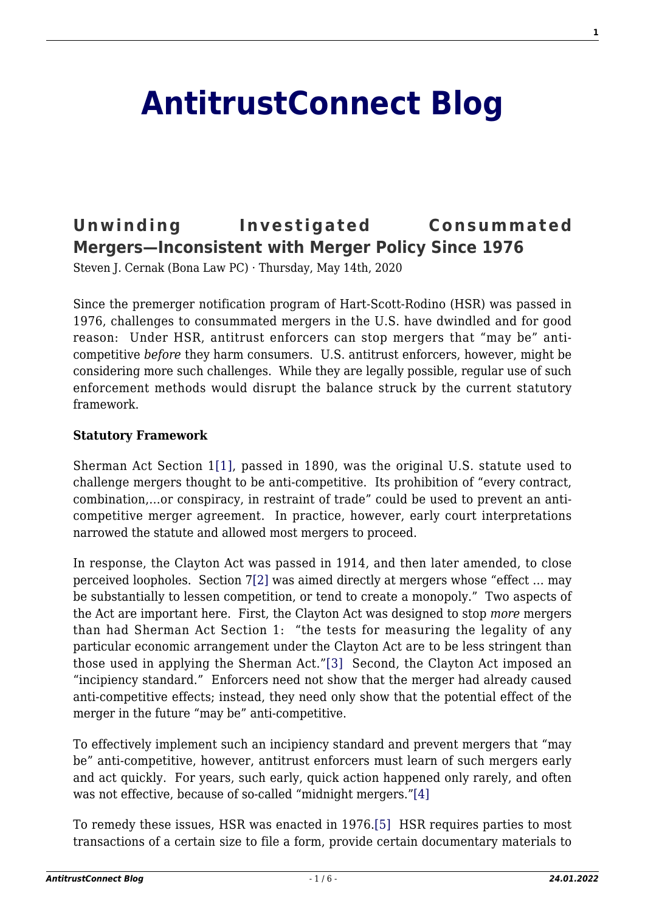# AntitrustConnect Blog

## Unwinding Investigated Consummated Mergers—Inconsistent with Merger Policy Since 1976

Steven J. Cernak (Bona Law PC) · Thursday, May 14th, 2020

Since the premerger notification program of Hart-Scott-Rodino (HSR) was passed in 1976, challenges to consummated mergers in the U.S. have dwindled and for good reason: Under HSR, antitrust enforcers can stop mergers that "may be" anti-competitive *before* they harm consumers. U.S. antitrust enforcers, however, might be considering more such challenges. While they are legally possible, regular use of such enforcement methods would disrupt the balance struck by the current statutory framework.

**Statutory Framework**

Sherman Act Section 1[1], passed in 1890, was the original U.S. statute used to challenge mergers thought to be anti-competitive. Its prohibition of "every contract, combination,…or conspiracy, in restraint of trade" could be used to prevent an anti-competitive merger agreement. In practice, however, early court interpretations narrowed the statute and allowed most mergers to proceed.

In response, the Clayton Act was passed in 1914, and then later amended, to close perceived loopholes. Section 7[2] was aimed directly at mergers whose "effect … may be substantially to lessen competition, or tend to create a monopoly." Two aspects of the Act are important here. First, the Clayton Act was designed to stop *more* mergers than had Sherman Act Section 1: "the tests for measuring the legality of any particular economic arrangement under the Clayton Act are to be less stringent than those used in applying the Sherman Act."[3] Second, the Clayton Act imposed an "incipiency standard." Enforcers need not show that the merger had already caused anti-competitive effects; instead, they need only show that the potential effect of the merger in the future "may be" anti-competitive.

To effectively implement such an incipiency standard and prevent mergers that "may be" anti-competitive, however, antitrust enforcers must learn of such mergers early and act quickly. For years, such early, quick action happened only rarely, and often was not effective, because of so-called "midnight mergers."[4]

To remedy these issues, HSR was enacted in 1976.[5] HSR requires parties to most transactions of a certain size to file a form, provide certain documentary materials to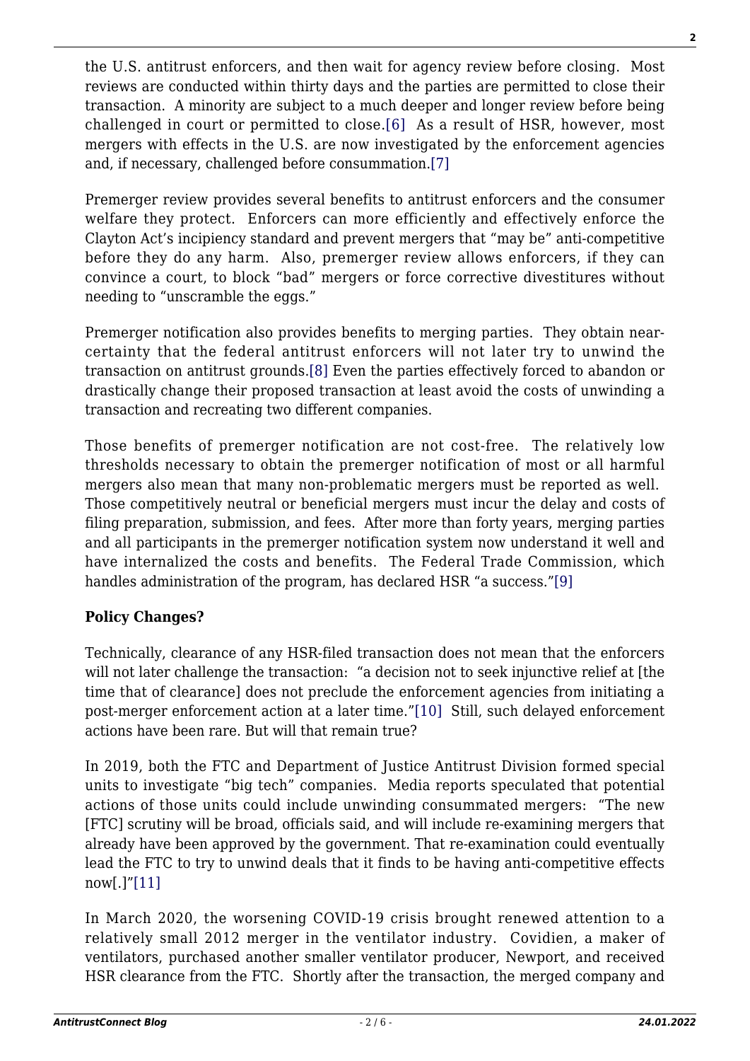the U.S. antitrust enforcers, and then wait for agency review before closing. Most reviews are conducted within thirty days and the parties are permitted to close their transaction. A minority are subject to a much deeper and longer review before being challenged in court or permitted to close.[6] As a result of HSR, however, most mergers with effects in the U.S. are now investigated by the enforcement agencies and, if necessary, challenged before consummation.[7]

Premerger review provides several benefits to antitrust enforcers and the consumer welfare they protect. Enforcers can more efficiently and effectively enforce the Clayton Act's incipiency standard and prevent mergers that "may be" anti-competitive before they do any harm. Also, premerger review allows enforcers, if they can convince a court, to block "bad" mergers or force corrective divestitures without needing to "unscramble the eggs."

Premerger notification also provides benefits to merging parties. They obtain near-certainty that the federal antitrust enforcers will not later try to unwind the transaction on antitrust grounds.[8] Even the parties effectively forced to abandon or drastically change their proposed transaction at least avoid the costs of unwinding a transaction and recreating two different companies.

Those benefits of premerger notification are not cost-free. The relatively low thresholds necessary to obtain the premerger notification of most or all harmful mergers also mean that many non-problematic mergers must be reported as well. Those competitively neutral or beneficial mergers must incur the delay and costs of filing preparation, submission, and fees. After more than forty years, merging parties and all participants in the premerger notification system now understand it well and have internalized the costs and benefits. The Federal Trade Commission, which handles administration of the program, has declared HSR "a success."[9]

**Policy Changes?**

Technically, clearance of any HSR-filed transaction does not mean that the enforcers will not later challenge the transaction: "a decision not to seek injunctive relief at [the time that of clearance] does not preclude the enforcement agencies from initiating a post-merger enforcement action at a later time."[10] Still, such delayed enforcement actions have been rare. But will that remain true?

In 2019, both the FTC and Department of Justice Antitrust Division formed special units to investigate "big tech" companies. Media reports speculated that potential actions of those units could include unwinding consummated mergers: "The new [FTC] scrutiny will be broad, officials said, and will include re-examining mergers that already have been approved by the government. That re-examination could eventually lead the FTC to try to unwind deals that it finds to be having anti-competitive effects now[.]"[11]

In March 2020, the worsening COVID-19 crisis brought renewed attention to a relatively small 2012 merger in the ventilator industry. Covidien, a maker of ventilators, purchased another smaller ventilator producer, Newport, and received HSR clearance from the FTC. Shortly after the transaction, the merged company and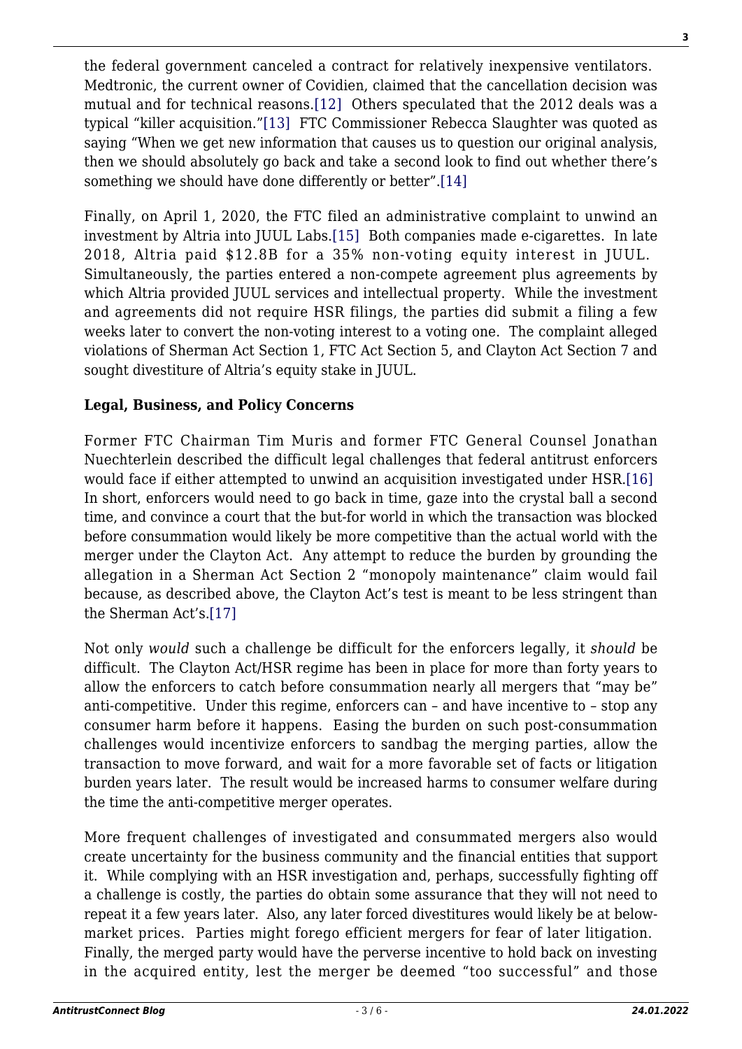the federal government canceled a contract for relatively inexpensive ventilators. Medtronic, the current owner of Covidien, claimed that the cancellation decision was mutual and for technical reasons.[12] Others speculated that the 2012 deals was a typical "killer acquisition."[13] FTC Commissioner Rebecca Slaughter was quoted as saying "When we get new information that causes us to question our original analysis, then we should absolutely go back and take a second look to find out whether there's something we should have done differently or better".[14]

Finally, on April 1, 2020, the FTC filed an administrative complaint to unwind an investment by Altria into JUUL Labs.[15] Both companies made e-cigarettes. In late 2018, Altria paid $12.8B for a 35% non-voting equity interest in JUUL. Simultaneously, the parties entered a non-compete agreement plus agreements by which Altria provided JUUL services and intellectual property. While the investment and agreements did not require HSR filings, the parties did submit a filing a few weeks later to convert the non-voting interest to a voting one. The complaint alleged violations of Sherman Act Section 1, FTC Act Section 5, and Clayton Act Section 7 and sought divestiture of Altria's equity stake in JUUL.

**Legal, Business, and Policy Concerns**

Former FTC Chairman Tim Muris and former FTC General Counsel Jonathan Nuechterlein described the difficult legal challenges that federal antitrust enforcers would face if either attempted to unwind an acquisition investigated under HSR.[16] In short, enforcers would need to go back in time, gaze into the crystal ball a second time, and convince a court that the but-for world in which the transaction was blocked before consummation would likely be more competitive than the actual world with the merger under the Clayton Act. Any attempt to reduce the burden by grounding the allegation in a Sherman Act Section 2 "monopoly maintenance" claim would fail because, as described above, the Clayton Act's test is meant to be less stringent than the Sherman Act's.[17]

Not only *would* such a challenge be difficult for the enforcers legally, it *should* be difficult. The Clayton Act/HSR regime has been in place for more than forty years to allow the enforcers to catch before consummation nearly all mergers that "may be" anti-competitive. Under this regime, enforcers can – and have incentive to – stop any consumer harm before it happens. Easing the burden on such post-consummation challenges would incentivize enforcers to sandbag the merging parties, allow the transaction to move forward, and wait for a more favorable set of facts or litigation burden years later. The result would be increased harms to consumer welfare during the time the anti-competitive merger operates.

More frequent challenges of investigated and consummated mergers also would create uncertainty for the business community and the financial entities that support it. While complying with an HSR investigation and, perhaps, successfully fighting off a challenge is costly, the parties do obtain some assurance that they will not need to repeat it a few years later. Also, any later forced divestitures would likely be at below-market prices. Parties might forego efficient mergers for fear of later litigation. Finally, the merged party would have the perverse incentive to hold back on investing in the acquired entity, lest the merger be deemed "too successful" and those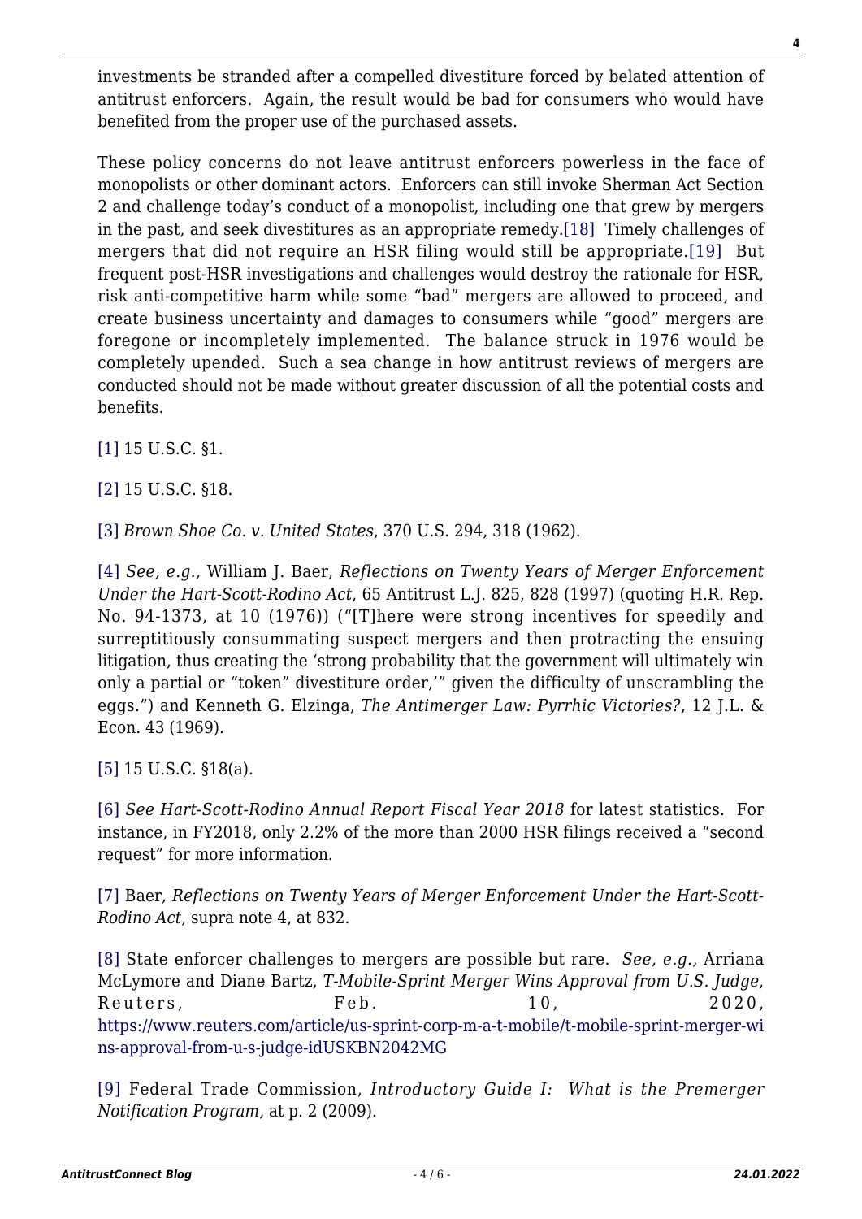investments be stranded after a compelled divestiture forced by belated attention of antitrust enforcers. Again, the result would be bad for consumers who would have benefited from the proper use of the purchased assets.

These policy concerns do not leave antitrust enforcers powerless in the face of monopolists or other dominant actors. Enforcers can still invoke Sherman Act Section 2 and challenge today's conduct of a monopolist, including one that grew by mergers in the past, and seek divestitures as an appropriate remedy.[18] Timely challenges of mergers that did not require an HSR filing would still be appropriate.[19] But frequent post-HSR investigations and challenges would destroy the rationale for HSR, risk anti-competitive harm while some "bad" mergers are allowed to proceed, and create business uncertainty and damages to consumers while "good" mergers are foregone or incompletely implemented. The balance struck in 1976 would be completely upended. Such a sea change in how antitrust reviews of mergers are conducted should not be made without greater discussion of all the potential costs and benefits.

[1] 15 U.S.C. §1.

[2] 15 U.S.C. §18.

[3] *Brown Shoe Co. v. United States*, 370 U.S. 294, 318 (1962).

[4] *See, e.g.,* William J. Baer, *Reflections on Twenty Years of Merger Enforcement Under the Hart-Scott-Rodino Act*, 65 Antitrust L.J. 825, 828 (1997) (quoting H.R. Rep. No. 94-1373, at 10 (1976)) ("[T]here were strong incentives for speedily and surreptitiously consummating suspect mergers and then protracting the ensuing litigation, thus creating the 'strong probability that the government will ultimately win only a partial or "token" divestiture order,'" given the difficulty of unscrambling the eggs.") and Kenneth G. Elzinga, *The Antimerger Law: Pyrrhic Victories?*, 12 J.L. & Econ. 43 (1969).

[5] 15 U.S.C. §18(a).

[6] *See Hart-Scott-Rodino Annual Report Fiscal Year 2018* for latest statistics. For instance, in FY2018, only 2.2% of the more than 2000 HSR filings received a "second request" for more information.

[7] Baer, *Reflections on Twenty Years of Merger Enforcement Under the Hart-Scott-Rodino Act*, supra note 4, at 832.

[8] State enforcer challenges to mergers are possible but rare. *See, e.g.,* Arriana McLymore and Diane Bartz, *T-Mobile-Sprint Merger Wins Approval from U.S. Judge*, Reuters, Feb. 10, 2020, https://www.reuters.com/article/us-sprint-corp-m-a-t-mobile/t-mobile-sprint-merger-wins-approval-from-u-s-judge-idUSKBN2042MG

[9] Federal Trade Commission, *Introductory Guide I: What is the Premerger Notification Program*, at p. 2 (2009).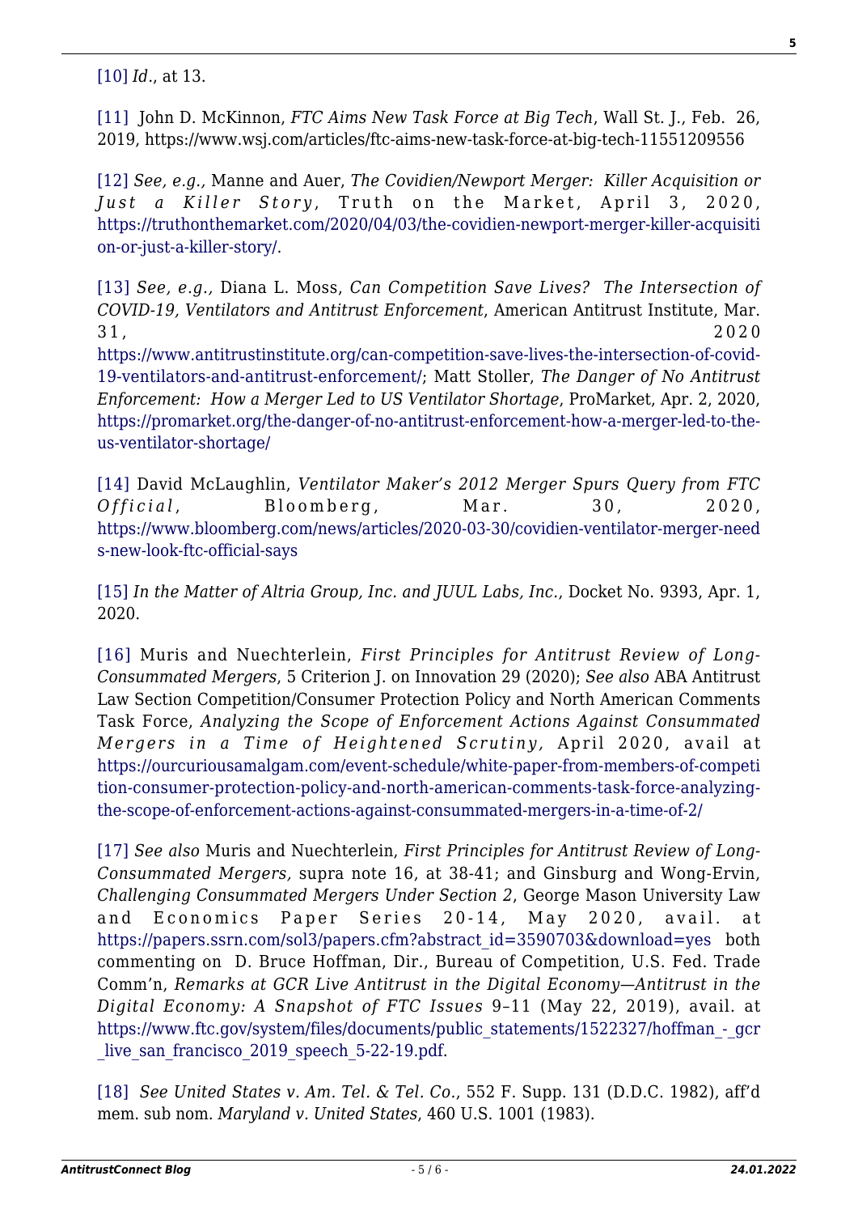[10] *Id*., at 13.

[11] John D. McKinnon, *FTC Aims New Task Force at Big Tech*, Wall St. J., Feb. 26, 2019, https://www.wsj.com/articles/ftc-aims-new-task-force-at-big-tech-11551209556

[12] *See, e.g.,* Manne and Auer, *The Covidien/Newport Merger: Killer Acquisition or Just a Killer Story*, Truth on the Market, April 3, 2020, https://truthonthemarket.com/2020/04/03/the-covidien-newport-merger-killer-acquisition-or-just-a-killer-story/.

[13] *See, e.g.,* Diana L. Moss, *Can Competition Save Lives? The Intersection of COVID-19, Ventilators and Antitrust Enforcement*, American Antitrust Institute, Mar. 31, 2020 https://www.antitrustinstitute.org/can-competition-save-lives-the-intersection-of-covid-19-ventilators-and-antitrust-enforcement/; Matt Stoller, *The Danger of No Antitrust Enforcement: How a Merger Led to US Ventilator Shortage*, ProMarket, Apr. 2, 2020, https://promarket.org/the-danger-of-no-antitrust-enforcement-how-a-merger-led-to-the-us-ventilator-shortage/

[14] David McLaughlin, *Ventilator Maker's 2012 Merger Spurs Query from FTC Official*, Bloomberg, Mar. 30, 2020, https://www.bloomberg.com/news/articles/2020-03-30/covidien-ventilator-merger-needs-new-look-ftc-official-says

[15] *In the Matter of Altria Group, Inc. and JUUL Labs, Inc.*, Docket No. 9393, Apr. 1, 2020.

[16] Muris and Nuechterlein, *First Principles for Antitrust Review of Long-Consummated Mergers*, 5 Criterion J. on Innovation 29 (2020); *See also* ABA Antitrust Law Section Competition/Consumer Protection Policy and North American Comments Task Force, *Analyzing the Scope of Enforcement Actions Against Consummated Mergers in a Time of Heightened Scrutiny,* April 2020, avail at https://ourcuriousamalgam.com/event-schedule/white-paper-from-members-of-competition-consumer-protection-policy-and-north-american-comments-task-force-analyzing-the-scope-of-enforcement-actions-against-consummated-mergers-in-a-time-of-2/

[17] *See also* Muris and Nuechterlein, *First Principles for Antitrust Review of Long-Consummated Mergers,* supra note 16, at 38-41; and Ginsburg and Wong-Ervin, *Challenging Consummated Mergers Under Section 2*, George Mason University Law and Economics Paper Series 20-14, May 2020, avail. at https://papers.ssrn.com/sol3/papers.cfm?abstract_id=3590703&download=yes both commenting on D. Bruce Hoffman, Dir., Bureau of Competition, U.S. Fed. Trade Comm'n, *Remarks at GCR Live Antitrust in the Digital Economy—Antitrust in the Digital Economy: A Snapshot of FTC Issues* 9–11 (May 22, 2019), avail. at https://www.ftc.gov/system/files/documents/public_statements/1522327/hoffman_-_gcr_live_san_francisco_2019_speech_5-22-19.pdf.

[18] *See United States v. Am. Tel. & Tel. Co.*, 552 F. Supp. 131 (D.D.C. 1982), aff'd mem. sub nom. *Maryland v. United States*, 460 U.S. 1001 (1983).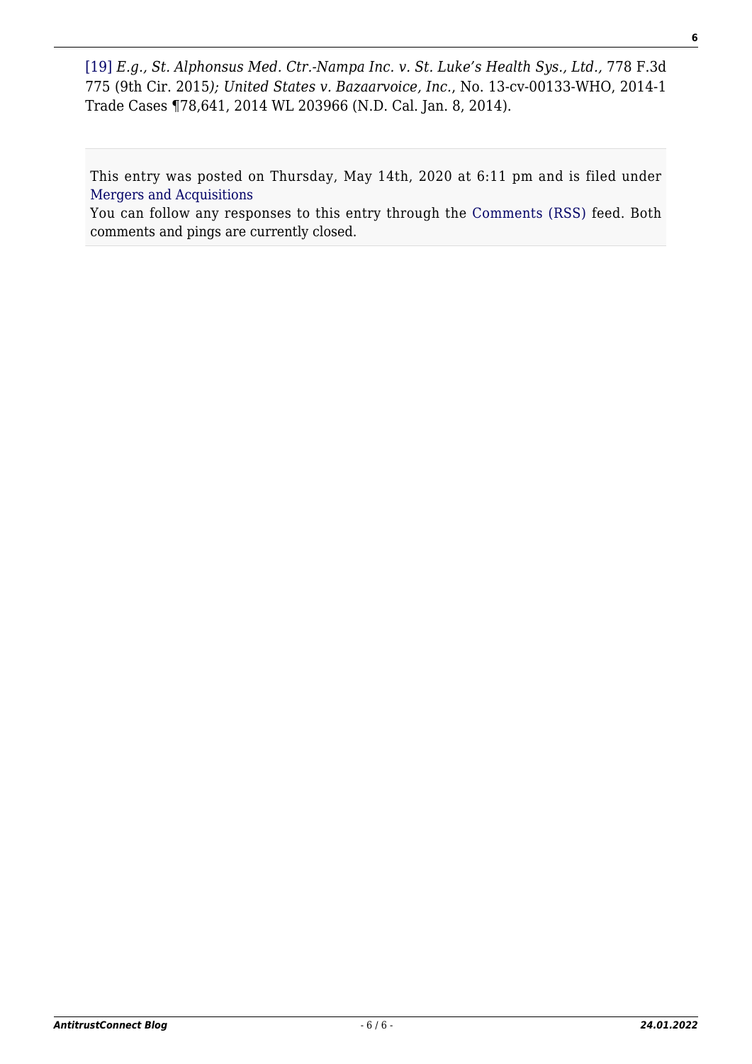[19] *E.g., St. Alphonsus Med. Ctr.-Nampa Inc. v. St. Luke's Health Sys., Ltd.,* 778 F.3d 775 (9th Cir. 2015*); United States v. Bazaarvoice, Inc.*, No. 13-cv-00133-WHO, 2014-1 Trade Cases ¶78,641, 2014 WL 203966 (N.D. Cal. Jan. 8, 2014).

This entry was posted on Thursday, May 14th, 2020 at 6:11 pm and is filed under Mergers and Acquisitions
You can follow any responses to this entry through the Comments (RSS) feed. Both comments and pings are currently closed.